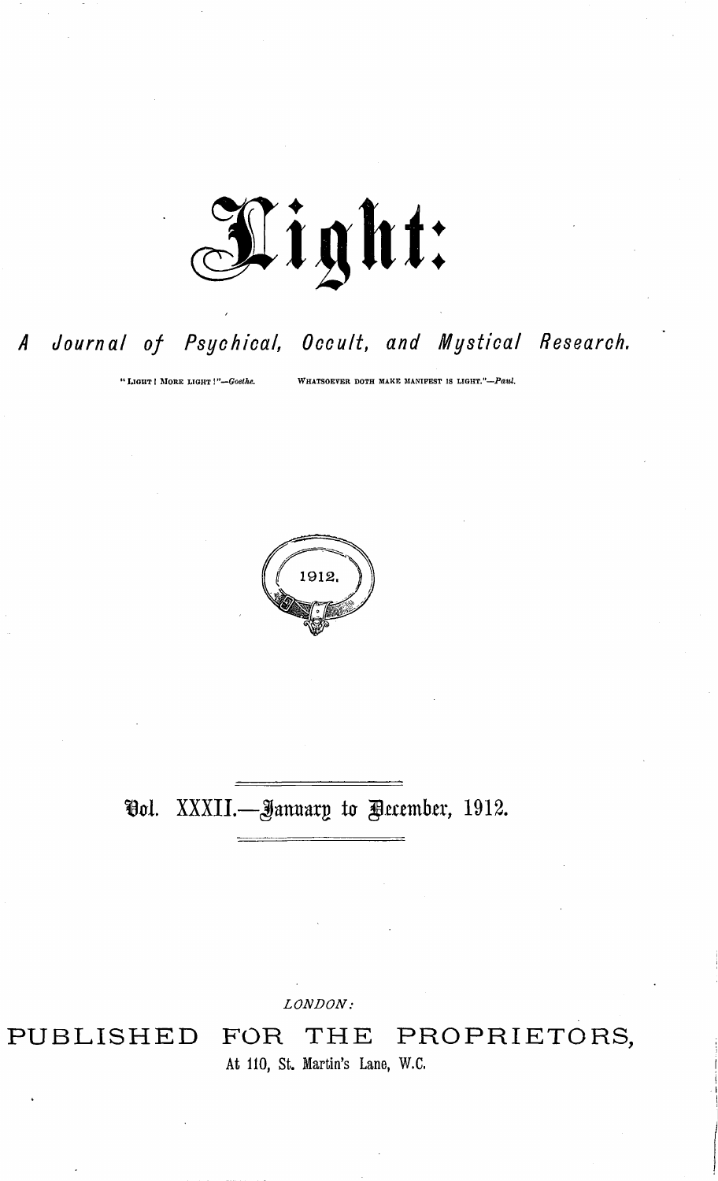# Light:

## A Journal of Psychical, Occult, and Mystical Research.

"LIGHT! MORE LIGHT!"—*Goethe.* "WHATSOEVER DOTH MAKE MANIFEST IS LIGHT."—*Paul.*

1912.

### Vol. XXXII.—January to December, 1912.

*LONDON:*

PUBLISHED FOR THE PROPRIETORS,

At 110, St. Martin's Lane, W.C.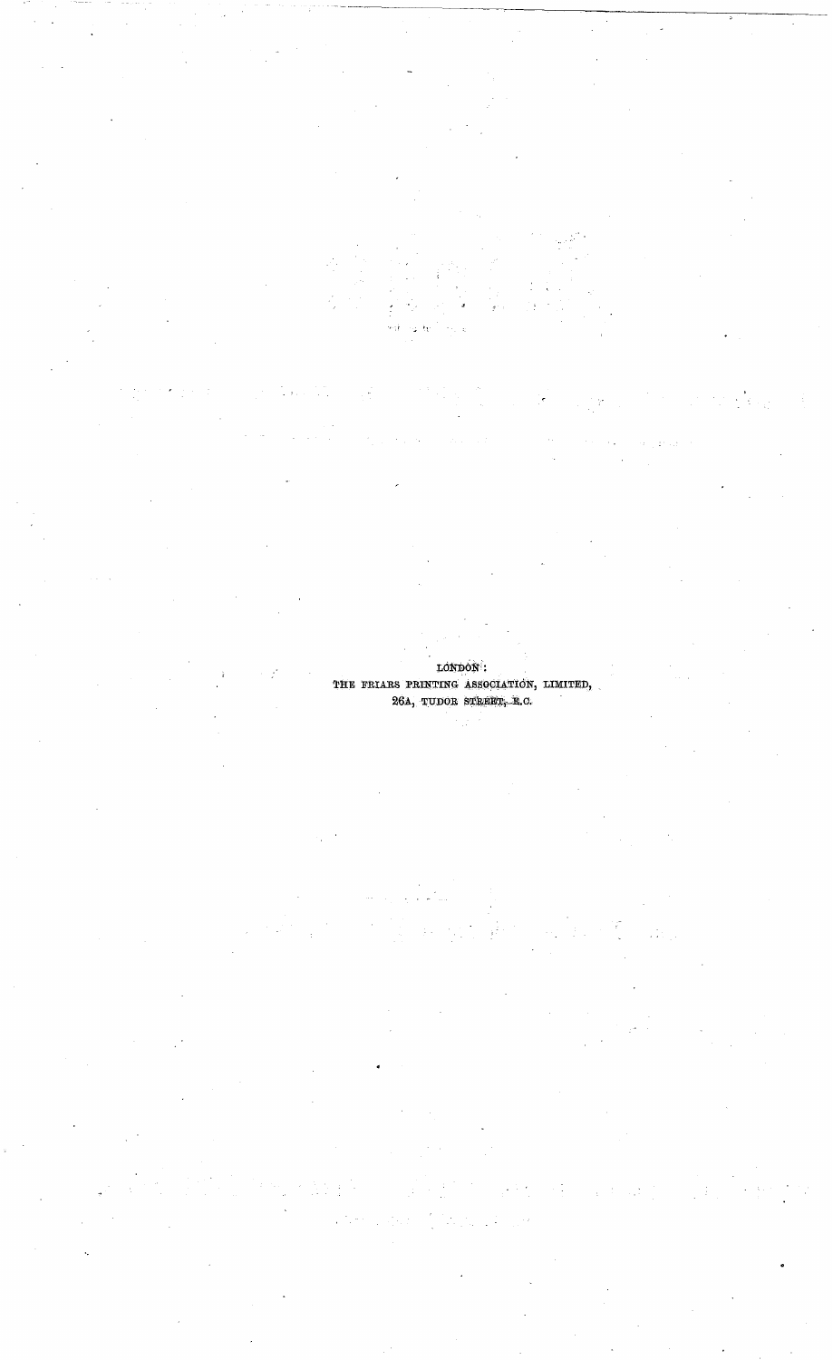LONDON:
THE FRIARS PRINTING ASSOCIATION, LIMITED,
26A, TUDOR STREET, E.C.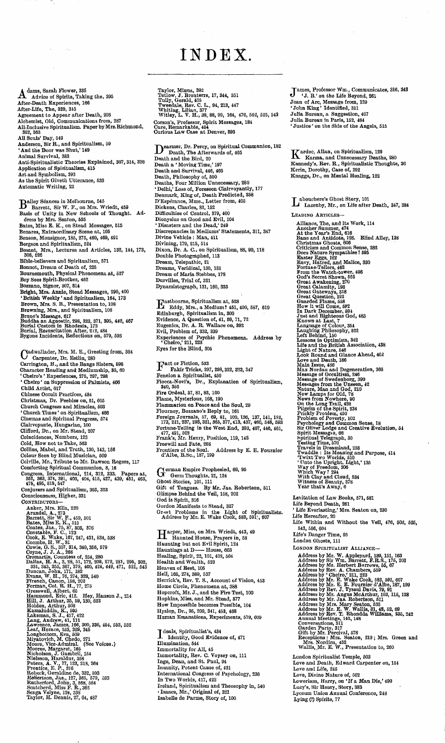# INDEX.

Adams, Sarah Flower, 335
Advice of Spirits, Taking the, 395
After-Death Experiences, 166
After-Life, The, 329, 345
Agreement to Appear after Death, 203
Alchemist, Old, Communications from, 287
All-Inclusive Spiritualism. Paper by Mrs. Richmond, 352, 363
All Souls' Day, 549
Anderson, Sir R., and Spiritualism, 59
'And the Door was Shut,' 149
Animal Survival, 383
Anti-Spiritualist Theories Explained, 307, 314, 326
Application of Spiritualism, 415
Art and Symbolism, 393
As the Spirit Giveth Utterance, 533
Automatic Writing, 22

Bailey Séances in Melbourne, 545
Barrett, Sir W. F., on Mrs. Wriedt, 459
Basis of Unity in New Schools of Thought. Address by Mrs. Seaton, 535
Bates, Miss E. K., on Stead Messages, 515
Benares, Extraordinary Scene at, 105
Benson, Monsignor, 185, 275, 460, 469, 491
Bergson and Spiritualism, 524
Besant, Mrs., Lectures and Articles, 132, 144, 173, 308, 526
Bible-believers and Spiritualism, 571
Bonnot, Dream of Death of, 225
Bournemouth, Physical Phenomena at, 527
Boy Sees Spirit-Brother, 452
Bozzano, Signor, 307, 314
Bright, Mrs. Annie, Stead Messages, 290, 400
'British Weekly' and Spiritualism, 164, 173
Brown, Mrs. S. B., Presentation to, 108
Browning, Mrs., and Spiritualism, 106
Bruno's Message, 617
Buddha an Agnostic, 298, 323, 371, 395, 442, 467
Burial Custom in Rhodesia, 173
Burial, Resuscitation After, 212, 484
Bygone Incidents, Reflections on, 579, 593

Cadwallader, Mrs. M. E., Greeting from, 364
Carpenter, Dr. Estlin, 280
Carrington, H., and the Bangs Sisters, 598
Character Reading and Mediumship, 35, 60
'Cheiro's' Experiences, 275, 297, 298
'Cheiro' on Suppression of Palmists, 466
Child Artist, 617
Chinese Occult Practices, 484
Christmas, Dr. Peebles on, 51, 605
Church Congress and Miracles, 503
'Church Times' on Spiritualism, 466
Cinemas and Spiritual Progress, 574
Clairvoyante, Hungarian, 100
Clifford, Dr., on Mr. Stead, 207
Coincidences, Numbers, 123
Cold, How not to Take, 563
Collins, Mabel, and Truth, 130, 143, 156
Colour Seen by Blind Musician, 509
Colville, Mr., Tribute to Mr. Dawson Rogers, 117
Comforting Spiritual Communion, 8, 16
Congress, International, 214, 312, 333. Papers at, 352, 363, 374, 391, 403, 404, 415, 427, 439, 451, 463, 475, 495, 519, 547
Conjurers and Spiritualism, 303, 323
Consciousness, Higher, 331

CONTRIBUTORS—

Anker, Mrs. Ella, 220
Arundel, A., 273
Barrett, Sir W. F., 459, 501
Bates, Miss E. K., 515
Coates, Jas., 75, 87, 303, 376
Constable, F. C., 123
Cook, E. Wake, 167, 247, 431, 534, 538
Coombs, H. W., 81
Cowie, G. S., 307, 314, 340, 356, 579
Coyne, J. J. A., 268
Cromartie, Countess of, 254, 280
Dallas, H. A., 3, 28, 51, 172, 209, 272, 281, 295, 302, 331, 343, 355, 367, 379, 400, 424, 449, 471, 521, 543
Duncan, John, 171, 182
Evans, W. H., 76, 274, 328, 540
Ffrench, Canon, 158, 202
Forman, Col. R. H., 77, 275
Gresswell, Albert, 65
Hammond, Eric, 412. Hey, Hanson J., 214
Hill, J. Arthur, 35, 59, 130, 523
Holden, Arthur, 508
Kamaluddin, K., 595
Lakeman, S. J., 417, 422
Lang, Andrew, 41, 111
Lawrence, James, 166, 300, 336, 454, 533, 552
Leaf, Horace, 153, 329, 345
Longbottom, Eva, 509
Miyatovich, M. Chedo, 271
Moore, Vice-Admiral. (See Voices.)
Moores, Margaret, 165
Nicholson, J. Gambril, 154
Nielsson, Haraldur, 358
Peters, A. V., 77, 122, 218, 264
Prentice, E. P., 316
Robeck, Geraldine de, 332, 593
Robertson, Jas., 127, 365, 579, 593
Rutherford, John, 3, 568, 584
Scatcherd, Miss F. R., 362
Senga Velyne, 124, 338
Taylor, H. Dennis, 27, 64, 487
Taylor, Minna, 392
Tetlow, J. Bronterre, 17, 344, 351
Tully, Gerald, 405
Tweedale, Rev. C. L., 94, 213, 447
Whiting, Lilian, 377
Witley, L. V. H., 39, 88, 99, 164, 476, 502, 525, 543

Corson's, Professor, Spirit Messages, 184
Cure, Remarkable, 454
Curious Law Case at Denver, 393

Dearmer, Dr. Percy, on Spiritual Communion, 182
Death, The Afterwards of, 465
Death and the Bird, 20
Death a 'Moving Time,' 197
Death and Survival, 446, 465
Death, Philosophy of, 500
Deaths, Four Million Unnecessary, 280
'Delhi,' Loss of, Foreseen Clairvoyantly, 177
Denmark, King of, Death Predicted, 358
D'Espérance, Mme., Letter from, 405
Dickens, Charles, 82, 152
Difficulties of Control, 379, 400
Dionysius on Good and Evil, 104
'Disasters and the Dead,' 249
Discrepancies in Mediums' Statements, 311, 347
Divine Vehicle: Man, 411
Divining, 179, 215, 514
Dixon, Dr. A. C., on Spiritualism, 88, 99, 118
Double Photographed, 113
Dream, Telepathic, 21
Dreams, Veridical, 120, 131
Dream of Maria Stebbes, 178
Durvilles, Trial of, 321
Dynamistograph, 131, 160, 333

Eastbourne, Spiritualism at, 528
Eddy, Mrs., a Medium? 451, 490, 587, 619
Edinburgh, Spiritualism in, 300
Evidence, A Question of, 41, 69, 71, 72
Eugenics, Dr. A. R. Wallace on, 392
Evil, Problem of, 332, 339
Experiences of Psychic Phenomena. Address by 'Cheiro,' 211, 223
Eyes for the Blind, 305

Fact or Fiction, 533
Fakir Tricks, 297, 298, 322, 323, 347
Fenelon a Spiritualist, 450
Fiocca-Novi's, Dr., Explanation of Spiritualism, 340, 356
Fire Ordeal, 37, 81, 83, 100
Flame, Mysterious, 168, 190
Flammarion on Peace and the Soul, 29
Flournoy, Bozzano's Reply to, 161
Foreign Journals, 57, 69, 81, 100, 136, 137, 141, 152, 173, 221, 237, 293, 321, 365, 377, 413, 437, 460, 548, 593
Fortune-Telling in the West End, 393, 407, 446, 461, 477, 491, 502
Frank's, Mr. Henry, Position, 119, 143
Freewill and Fate, 268
Frontiers of the Soul. Address by E. E. Fournier d'Albe, B.Sc., 187, 199

German Empire Prophesied, 69, 95
Germ Thoughts, 21, 124
Ghost Stories, 101, 111
Gift of Tongues. By Mr. Jas. Robertson, 511
Glimpse Behind the Veil, 158, 202
God is Spirit, 316
Gordon Manifests to Stead, 327
Great Problems in the Light of Spiritualism. Address by Mr. E. Wake Cook, 583, 591, 607

Harper, Miss, on Mrs. Wriedt, 443, 49
Haunted House, Prayers in, 58
Haunting but not Evil Spirit, 124
Hauntings at D—— House, 603
Healing, Spirit, 22, 101, 408, 504
Health and Wealth, 520
Heaven of Rest, 105
Hell, 165, 274, 389, 537
Herrick's, Rev. T. S., Account of Vision, 453
Home Circle, Phenomena at, 388
Hopcroft, Mr. J., and the Fire Test, 100
Hopkins, Miss, and Mr. Stead, 377
How Impossible becomes Possible, 104
Hyslop, Dr., 95, 209, 341, 453, 468
Human Emanations, Experiments, 579, 600

Ideals, Spiritualist's, 434
Identity, Good Evidence of, 471
Illumination, 544
Immortality for All, 45
Immortality, Rev. C. Voysey on, 111
Inge, Dean, and St. Paul, 94
Insanity, Potent Cause of, 431
International Congress of Psychology, 236
In Two Worlds, 417, 422
Ireland, Spiritualism and Theosophy in, 540
'Isaacs, Mr.,' Original of, 321
Isabelle de Parme, Story of, 100

James, Professor Wm., Communicates, 316, 343
'J. B.' on the Life Beyond, 261
Joan of Arc, Message from, 129
'John King' Identified, 311
Julia Bureau, a Suggestion, 407
Julia Bureau in Paris, 152, 484
'Justice' on the Side of the Angels, 515

Kardec, Allan, on Spiritualism, 129
Karma, and Unnecessary Deaths, 280
Kennedy's, Rev. R., Spiritualistic Thoughts, 36
Kerin, Dorothy, Case of, 292
Knaggs, Dr., on Mental Healing, 122

Labouchere's Ghost Story, 101
Lazenby, Mr., on Life after Death, 347, 384

LEADING ARTICLES—

Alliance, The, and its Work, 114
Another Summer, 474
At the Year's End, 616
Bane and Antidote, 126. Blind Alley, 138
Christmas Ghosts, 606
Criticism and Common Sense, 282
Does Nature Sympathise? 595
Easter Eggs, 162
Envy, Hatred, and Malice, 330
Fortune-Tellers, 462
From the Watch-tower, 498
God's Secret Shown, 555
Great Awakening, 270
Great Calamity, 198
Great Gateways, 318
Great Question, 222
Guarded Flame, 558
How it will Come, 582
In Dark December, 594
Just and Righteous God, 483
Known at Last, 7
Language of Colour, 354
Laughing Philosophy, 522
Left Behind, 150
Lessons in Optimism, 342
Life and the British Association, 438
Light of Nature, 546
Look Round and Glance Ahead, 402
Love and Death, 186
Main Issue, 486
Max Nordau and Degeneration, 366
Message of Occultism, 246
Message of Swedenborg, 390
Messages from the Unseen, 42
Nature, Man and God, 210
New Lamps for Old, 78
News from Nowhere, 90
On the Long Trail, 426
Pilgrim of the Spirit, 234
Prickly Problem, 450
Problem of Poverty, 102
Psychology and Common Sense, 18
Sir Oliver Lodge and Creative Evolution, 54
Spirit Messages, 66
Spiritual Telegraph, 30
Testing Time, 570
Travels in Dreamland, 258
Twaddle: Its Meaning and Purpose, 414
'Twixt Two Worlds, 510
'Unto the Upright, Light,' 135
Way of Freedom, 306
Which Way? 294
With Clay and Cloud, 534
Witness of Beauty, 378
Year that's Away, 6

Levitation of Law Books, 571, 581
Life Beyond Death, 261
'Life Everlasting,' Mrs. Seaton on, 230
Life Hereafter, 20
Life Within and Without the Veil, 476, 502, 525, 543, 586, 604
Life's Danger Time, 95
London Ghosts, 111

LONDON SPIRITUALIST ALLIANCE—

Address by Mr. W. Appleyard, 139, 151, 163
Address by Sir Wm. Barrett, F.R.S., 175, 203
Address by Mr. Herbert Burrows, 55, 67
Address by Rev. A. Chambers, 559
Address by 'Cheiro,' 211, 223
Address by Mr. E. Wake Cook, 583, 591, 607
Address by Mr. E. E. Fournier d'Albe, 187, 199
Address by Rev. J. Tyssul Davis, 79, 91
Address by Mr. Angus McArthur, 103, 115, 128
Address by Mr. Jas. Robertson, 511
Address by Mrs. Mary Seaton, 535
Address by Mr. E. W. Wallis, 31, 43, 52, 69
Address by Rev. T. Rhondda Williams, 235, 242
Annual Meetings, 142, 148
Conversazione, 511
Garden Party, 317
Gift by Mr. Percival, 578
Receptions: Mrs. Seaton, 219; Mrs. Green and Mrs. Nordica, 452
Wallis, Mr. E. W., Presentation to, 260

London Spiritualist Temple, 503
Love and Death, Edward Carpenter on, 154
Love and Life, 245
Love, Divine Nature of, 562
Lowerison, Harry, on 'If a Man Die,' 499
Lucy's, Sir Henry, Story, 383
Lyceum Union Annual Conference, 248
Lying (?) Spirits, 77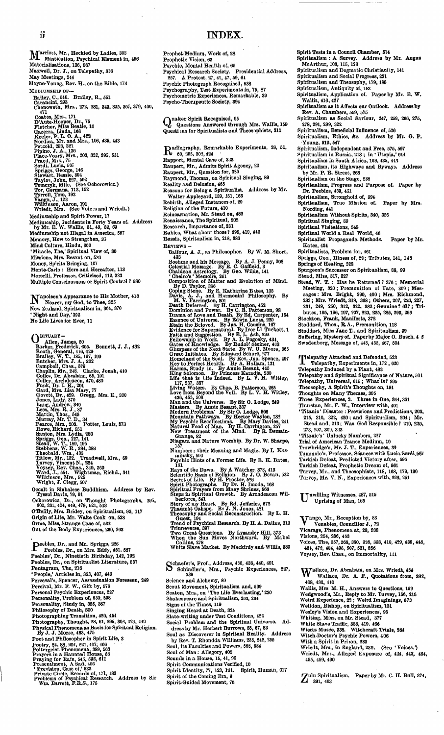# INDEX.

Marriott, Mr., Heckled by Ladies, 303
Mastication, Psychical Element in, 456
Materialisations, 136, 567
Maxwell, Dr. J., on Telepathy, 356
May Meetings, 244
Mayne-Young, Rev. H., on the Bible, 178
MEDIUMSHIP OF—
Bailey, C., 545. Brailey, R., 551
Caraneini, 293
Chenoweth, Mrs., 272, 281, 343, 355, 367, 379, 400, 471
Coates, Mrs., 171
D'Aute-Hooper, Dr., 75
Fletcher, Miss Beatie, 10
Gazerra, Linda, 163
Keeler, P. L. O. A., 422
Nordica, Mr. and Mrs., 106, 435, 443
Petzold, 293, 321
Pipino, J. A., 136
Place-Veary, Mrs., 203, 322, 395, 551
Praed, Mrs., 75
Sordi, Lucia, 567
Spriggs, George, 146
Stewart, Bessie, 394
Taylor, John, 527, 592
Tomczyk, Mlle. (See Ochorowicz.)
Tor, Germana, 112, 152
Tyrrell, Tom, 192
Vango, J., 123
Wilkinson, Aaron, 191
Wriedt, Mrs. (See Voices and Wriedt.)
Mediumship and Spirit Power, 17
Mediumship, Incidents in Forty Years of. Address by Mr. E. W. Wallis, 31, 43, 52, 69
Mediumship not Illegal in America, 557
Memory, How to Strengthen, 35
Mind Culture, Hindu, 360
'Miracle, The,' Spiritual View of, 80
Missions, Mrs. Besant on, 526
Money, Spirits Bringing, 107
Monte-Carlo: Here and Hereafter, 113
Morselli, Professor, Criticised, 112, 233
Multiple Consciousness or Spirit Control? 580

Napoleon's Appearance to His Mother, 418
Nearer, my God, to Thee, 325
New Zealand, Spiritualism in, 364, 370
'Night and Day,' 392
No Life Lives for Ever, 11

OBITUARY—
Allen, James, 60
Barker, Frederick, 305. Bennett, J. J., 432
Booth, General, 416, 429
Brailey, W. T., 185, 197, 199
Butcher, Mrs. J. A., 302
Campbell, Chas., 389
Chaplin, Mr., 248. Clarke, Jonah, 410
Colles, Dr. Abraham, 65, 101
Colley, Archdeacon, 470, 480
Funk, Dr. I. K., 201
Gard, Mrs. Lisa Mary, 77
Govett, Dr., 429. Gregg, Mrs. E., 300
Jones, Lady, 370
Lang, Andrew, 349
Lees, Mrs. R. J., 87
Martin, Thos., 545
Murray, Mr. T. D., 34
Pearce, Mrs., 208. Potter, Louis, 573
Rowe, Richard, 551
Santon, Mrs. Lydia, 280
Spriggs, Geo., 127, 141
Stead, W. T., 189, 195
Stebbens, W. R., 384, 388
Theobald, Wm., 435
Titlow, Mr., 132. Treadwell, Mrs., 59
Turvey, Vincent N., 224
Voysey, Rev. Chas., 349, 369
Ward, J., 554. Wightman, Richd., 341
Wilkinson, Mrs., 525
Wright, J. Clegg, 507
Occult in Sinhalese Buddhism. Address by Rev. Tyssul Davis, 79, 91
Ochorowicz, Dr., on Thought Photographs, 295, 302, 331, 424, 449, 479, 521, 543
*O'Reilly*, Mrs. Bridey, on Spiritualism, 95, 117
Origin of Life, Mr. Wake Cook on, 538
Orme, Miss, Strange Case of, 532
Out of the Body Experiences, 260, 263

Peebles, Dr., and Mr. Spriggs, 226
Peebles, Dr., on Mrs. Eddy, 451, 587
Peebles', Dr., Ninetieth Birthday, 142, 192
Peebles, Dr., on Spiritualist Literature, 557
Pentagram, The, 216
'People,' Articles in, 393, 407, 443
Perceval's, Spencer, Assassination Foreseen, 249
Percival, Mr. F. W., Gift by, 578
Personal Psychic Experiences, 227
Personality, Problem of, 530, 598
Personality, Study in, 355, 367
Philosophy of Death, 500
Photographing Transition, 420, 454
Photography, Thought, 28, 51, 295, 302, 424, 449
Physical Phenomena as Basis for Spiritual Religion. By J. J. Morse, 463, 475
Poet and Philosopher in Spirit Life, 3
Poetry, 84, 88, 204, 221, 407, 466
Poltergeist Phenomena, 389, 563
Prayers in a Haunted House, 58
Praying for Rain, 545, 598, 611
Presentiment, A Sad, 456
'Prevision, Case of,' 533
Private Circle, Records of, 171, 183
Problems of Psychical Research. Address by Sir Wm. Barrett, F.R.S., 175
Prophet-Medium, Work of, 28
Prophetic Vision, 63
Psychic, Mental Health of, 65
Psychical Research Society. Presidential Address, 257. A Protest, 27, 41, 47, 59, 64
Psychic Photograph Recognised, 538
Psychography, Test Experiments in, 75, 87
Psychometric Experiences, Remarkable, 39
Psycho-Therapeutic Society, 394

Quaker Spirit Recognised, 95
Questions Answered through Mrs. Wallis, 159
Questions for Spiritualists and Theosophists, 311

Radiography, Remarkable Experiments, 28, 51, 60, 295, 302, 424
Rapport, Mental Case of, 323
Raupert, Mr., Admits Spirit Agency, 20
Raupert, Mr., Question for, 389
Raymond, Thomas, on Spiritual Singing, 89
Reality and Delusion, 465
Reasons for Being a Spiritualist. Address by Mr. Walter Appleyard, 139, 151, 163
Rebirth, Alleged Instances of, 29
Religion of the Future, 410
Reincarnation, Mr. Stead on, 489
Renaissance, The Spiritual, 202
Research, Importance of, 331
Rubies, What about those? 395, 419, 443
Russia, Spiritualism in, 218, 386
REVIEWS—
Balfour, A. J., as Philosopher. By W. M. Short, 493
Boehme and his Message. By A. J. Penny, 208
Celestial Speech. By E. C. Gaffield, 3
Chaldean Astrology. By Geo. Wilde, 141
'Cheiro's' Memoirs, 241
Composition of Matter and Evolution of Mind. By D. Taylor, 386
Coping Stone. By E. Katharine Bates, 105
Davis, A. J., and Harmonial Philosophy. By M. V. Farrington, 301
Death Deferred. By H. Carrington, 452
Dominion and Power. By C. B. Patterson, 98
Drama of Love and Death. By Ed. Carpenter, 154
Essence of Universe. By Edwin Lucas, 220
Etain the Beloved. By Jas. H. Cousins, 167
Evidence for Supernatural. By Ivor Ll Tuckett, 1
Faith and Suggestion. By E. L. Ash, 232
Fellowship in Work. By A. L. Pogosky, 434
Gates of Knowledge. By Rudolf Steiner, 433
Glimpses of the Next State. By W. U. Moore, 365
Great Initiates. By Edouard Schuré, 277
Homeland of the Soul. By Rev. Jno. Spence, 497
Key to Perfect Health. By A. Hallam, 121
Karma, Study in. By Annie Besant, 445
King Solomon. By Princess Karadja, 230
Life that is Life Indeed. By L. V. H. Witley, 117, 237, 387
Living Waters. By Chas. B. Patterson, 265
Love from Beyond the Veil. By L. V. H. Witley, 436, 455, 508
Man and the Universe. By Sir O. Lodge, 249
Masters. By Annie Besant, 337
Modern Problems. By Sir O. Lodge, 506
Mountain Pathways. By Hector Waylen, 182
My Psychic Recollections. By Mary Davies, 241
Natural Food of Man. By H. Carrington, 257
New Treatment of the Mind. By R. Demain-Grange, 82
Niagara and Nature Worship. By Dr. W. Sharpe, 157
Numbers: their Meaning and Magic. By I. Kozminsky, 506
Psychic Hints of a Former Life. By E. K. Bates, 181
Rays of the Dawn. By A Watcher, 373, 413
Scientific Basis of Religion. By J. O. Bevan, 532
Secret of Life. By H. Proctor, 532
Spirit Photographs. By Dr. H. Imoda, 163
Spiritual Prayers from Many Shrines, 566
Steps in Spiritual Growth. By Archdeacon Wilberforce, 541
Story of my Heart. By Rd. Jefferies, 572
Thaumat Oahspe. By J. N. Jones, 451
Theosophy and Social Reconstruction. By L. H. Guest, 194
Trend of Psychical Research. By H. A. Dallas, 313
Triuneverse, 397
Two Great Questions. By Lysander Hill, 373
When the Sun Moves Northward. By Mabel Collins, 278
White Slave Market. By Mackirdy and Willis, 383

Schaefer's, Prof., Address, 436, 438, 440, 491
Schindler's, Mrs., Psychic Experiences, 227, 239
Science and Alchemy, 80
Scout Movement, Spiritualism and, 509
Seaton, Mrs., on 'The Life Everlasting,' 230
Shakespeare and Spiritualism, 263, 264
Signs of the Times, 119
Singing Heard at Death, 324
Slate-writing under Test Conditions, 422
Social Problem and the Spiritual Universe. Address by Mr. Herbert Burrows, 55, 67, 83
Soul as Discoverer in Spiritual Reality. Address by Rev. T. Rhondda Williams, 235, 242, 255
Soul, its Faculties and Powers, 568, 584
Soul of Man: Allegory, 405
Sounds in a House, 15, 41, 96
Spirit Communications Verified, 10
Spirit Identity, 77, 123, 191. Spirit, Human, 617
Spirit of the Coming Era, 9
Spirit-Guided Movement, 76
Spirit Tests in a Council Chamber, 614
Spiritualism: A Survey. Address by Mr. Angus McArthur, 103, 115, 128
Spiritualism and Dogmatic Christianity, 141
Spiritualism and Social Progress, 231
Spiritualism and Theosophy, 179, 185
Spiritualism, Antiquity of, 153
Spiritualism, Application of. Paper by Mr. E. W. Wallis, 416, 427
Spiritualism as it Affects our Outlook. Address by Rev. A. Chambers, 559, 575
Spiritualism as Social Saviour, 247, 259, 266, 275, 278, 291, 299, 322
Spiritualism, Beneficial Influence of, 526
Spiritualism, Ethics, &c. Address by Mr. G. P. Young, 519, 547
Spiritualism, Independent and Free, 575, 597
Spiritualism in Russia, 218; in 'Utopia,' 614
Spiritualism in South Africa, 106, 435, 443
Spiritualism, its Highways and Byways. Address by Mr. P. R. Street, 268
Spiritualism on the Stage, 288
Spiritualism, Progress and Purpose of. Paper by Dr. Peebles, 439, 451
Spiritualism, Stronghold of, 394
Spiritualism, True Mission of. Paper by Mrs. Nording, 441
Spiritualism Without Spirits, 340, 356
Spiritual Singing, 89
Spiritual Visitations, 548
Spiritual World a Real World, 46
Spiritualist Propaganda Methods. Paper by Mr. Kates, 404
Spiritualists, Problem for, 461
Spriggs, Geo., Illness of, 28; Tributes, 141, 148
Springs of Healing, 328
Spurgeon's Successor on Spiritualism, 88, 99
Stead, Miss, 317, 327
Stead, W. T.: Has he Returned? 376; Memorial Meeting, 320; Premonition of Fate, 309; Messages: Mrs. Bright, 290, 400; Mrs. Richmond, 283; Mrs. Wriedt, 319, 368; Others, 207, 220, 227, 231, 249, 250, 312, 322, 382; Genuine? 617; Tributes, 195, 196, 197, 207, 220, 225, 285, 298, 206
Stockton, Frank, Manifests, 372
Stoddard, Thos., B.A., Premonition, 118
Stoddart, Miss Jane T., and Spiritualism, 39
Suffering, Mystery of, Paper by Major O. Busch, 4 5
Swedenborg, Message of, 443, 455, 467, 504

Telepathy Attacked and Defended, 523
Telepathy, Experiments in, 172, 620
Telepathy Induced by a Plant, 483
Telepathy and Spiritual Significance of Nature, 501
Telepathy, Universal, 615; What is? 295
Theosophy, A Spirit's Thoughts on, 191
Thoughts on Many Themes, 305
Three Experiences, 3. Three in One, 344, 351
Thurstan, Mr. F. W., Interview with, 401
'Titanic' Disaster: Previsions and Predictions, 203, 215, 310, 323, 420; and Spiritualism, 204; Mr. Stead and, 213; Was God Responsible? 219, 225, 273, 297, 309, 323
'Titanic's' Unlucky Numbers, 227
Trial of American Trance Medium, 10
Trowbridge's, Mr. J. T., Experiences, 39
Tummolo's, Professor, Séances with Lucia Sordi, 567
Turkish Defeat, Predicted Victory after, 595
Turkish Defeat, Prophetic Dream of, 561
Turvey, Mr., and Theosophists, 118, 168, 179, 190
Turvey, Mr. V. N., Experiences with, 226, 251

Unwilling Witnesses, 487, 515
Uprising of Man, 165

Vango, Mr., Reception by, 83
Venables, Councillor J., 72
Vicarage, Phenomena at, 29, 388
Visions, 254, 286, 453
Voices, The, 357, 368, 380, 386, 398, 410, 429, 435, 448, 461, 472, 484, 496, 507, 521, 556
Voysey, Rev. Chas., on Immortality, 111

Wallace, Dr. Abraham, on Mrs. Wriedt, 454
Wallace, Dr. A. R., Quotations from, 392, 408, 436, 440
Wallis, Mrs M. H., Answers to Questions, 159
Wedgwood's, Mr., Reply to Mr. Turvey, 156, 215
Weird Experience, 22; Weird Imaginings, 573
Welldon, Bishop, on Spiritualism, 101
Wesley's Vision and Experiences, 95
Whiting, Miss, on Mr. Stead, 377
White Slave Traffic, 383, 419, 466
Wiertz Musée, 338. Witchcraft Trials, 284
Witch-Doctor's Psychic Powers, 406
With a Spirit in Prison, 233
Wriedt, Mrs., in England, 239. (See 'Voices.')
Wriedt, Mrs., Alleged Exposure of, 424, 443, 454, 455, 459, 490

Zulu Spiritualism. Paper by Mr. C. H. Bull, 374, 391, 403